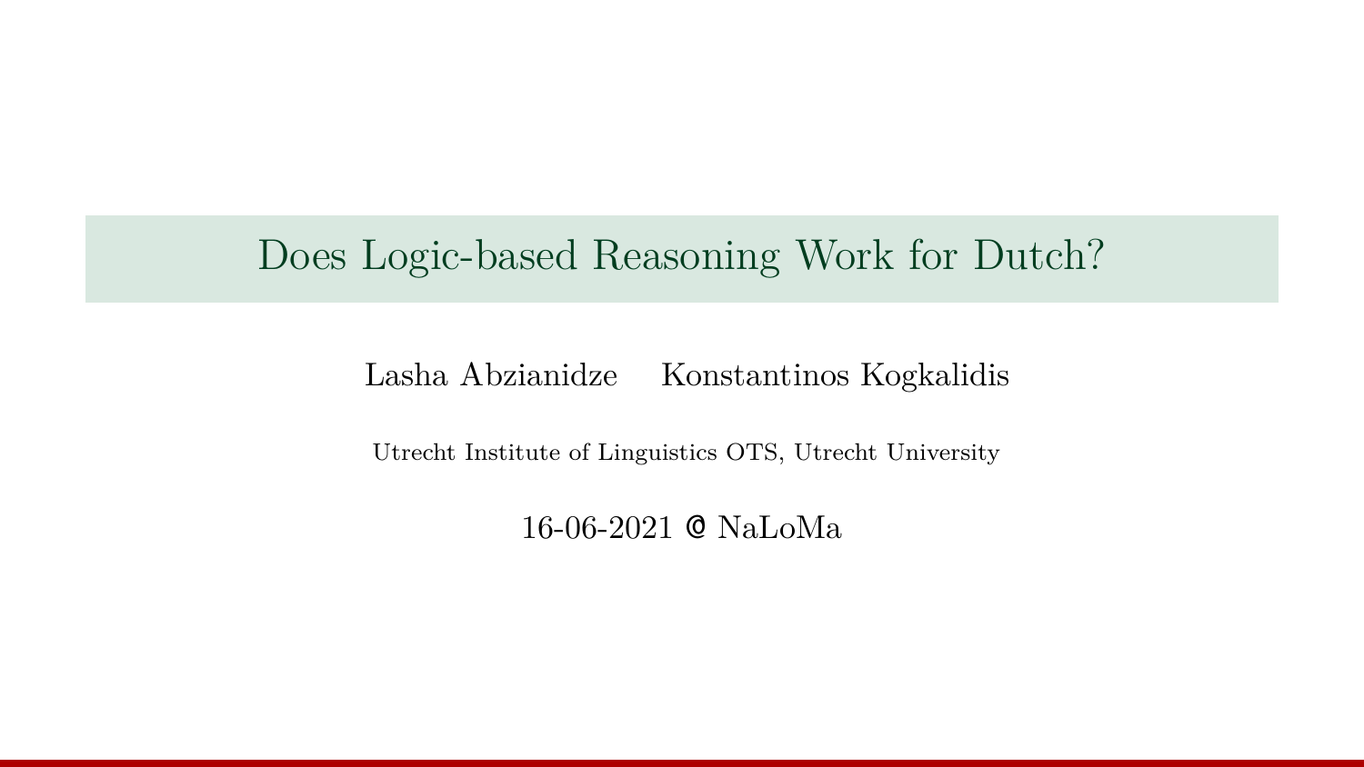# Does Logic-based Reasoning Work for Dutch?

Lasha Abzianidze Konstantinos Kogkalidis

Utrecht Institute of Linguistics OTS, Utrecht University

16-06-2021 @ NaLoMa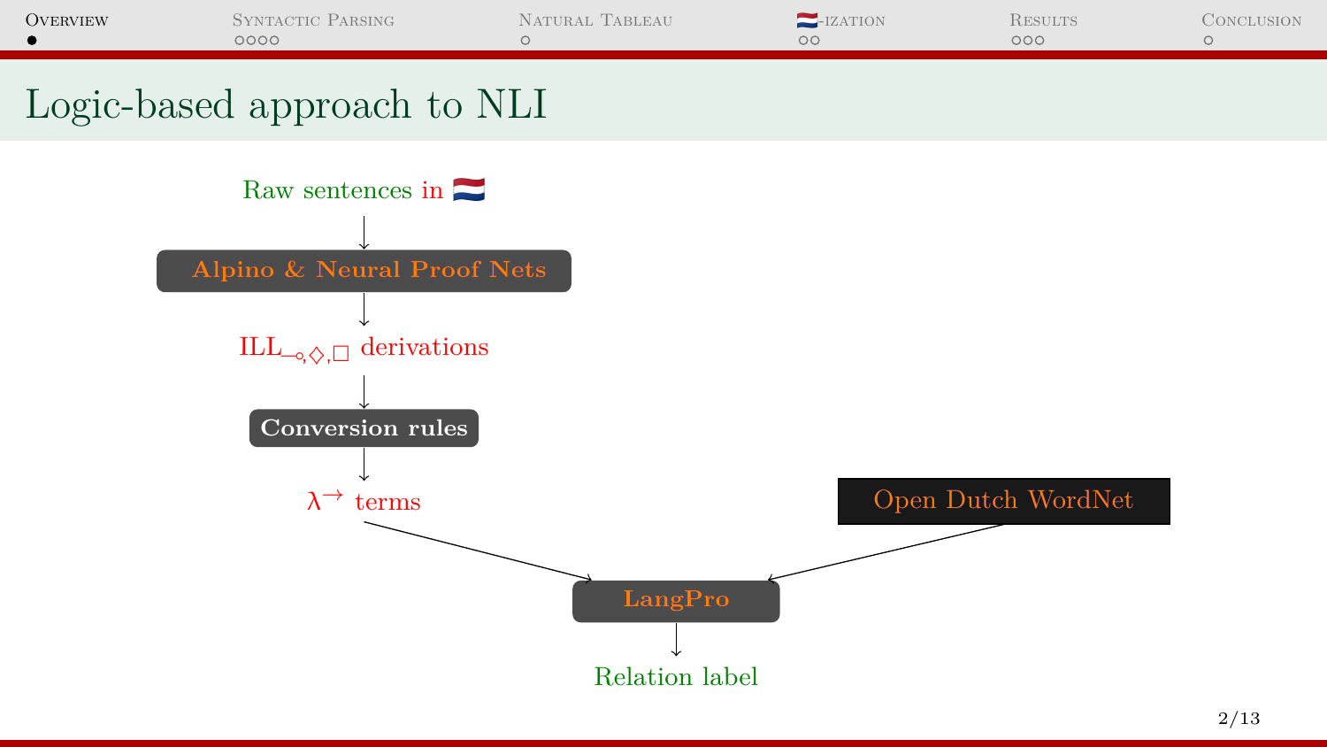# Logic-based approach to NLI

Raw sentences in 🇳🇱

↓

**Alpino & Neural Proof Nets**

↓

$\text{ILL}_{\multimap,\Diamond,\Box}$ derivations

↓

**Conversion rules**

↓

$\lambda^{\rightarrow}$ terms → **LangPro** ← Open Dutch WordNet

↓

Relation label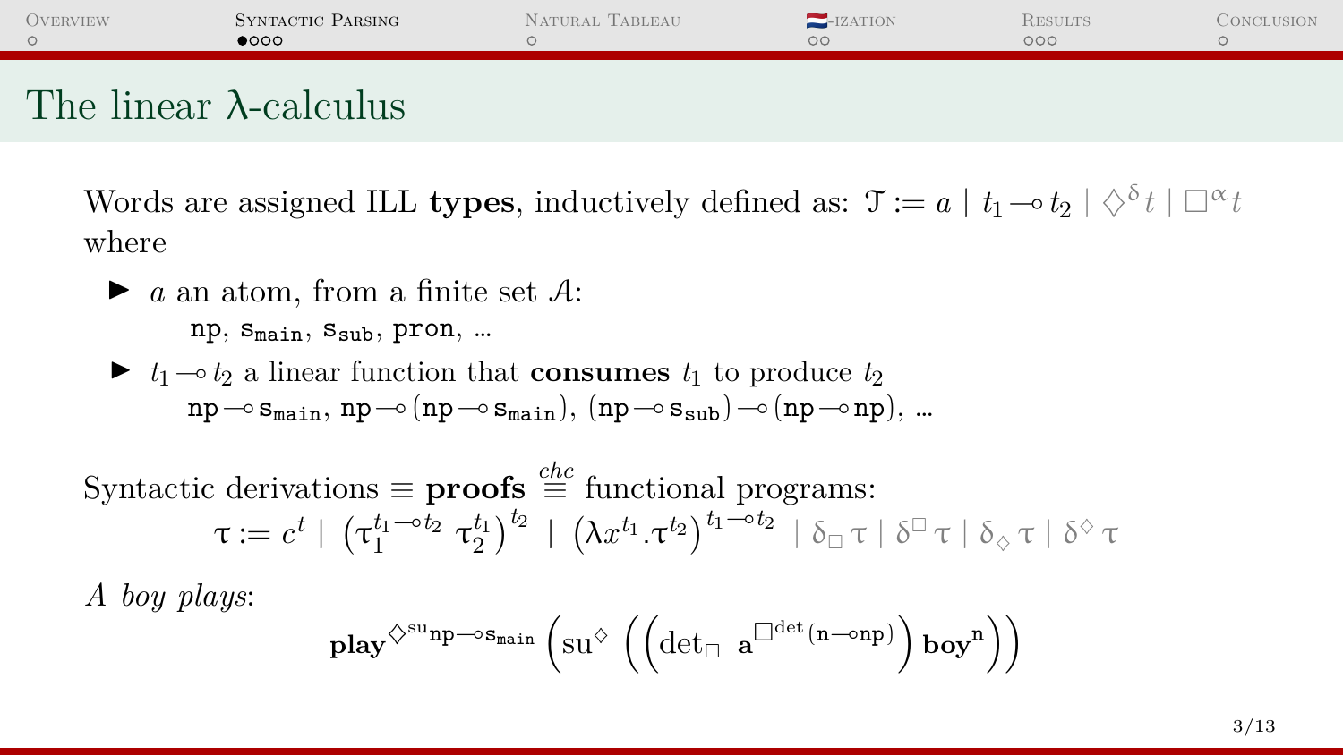# The linear λ-calculus

Words are assigned ILL **types**, inductively defined as: $\mathcal{T} := a \mid t_1 \multimap t_2 \mid \Diamond^{\delta} t \mid \Box^{\alpha} t$ where

- $a$ an atom, from a finite set $\mathcal{A}$:
  $\mathtt{np}$, $\mathtt{s_{main}}$, $\mathtt{s_{sub}}$, $\mathtt{pron}$, ...
- $t_1 \multimap t_2$ a linear function that **consumes** $t_1$ to produce $t_2$
  $\mathtt{np} \multimap \mathtt{s_{main}}$, $\mathtt{np} \multimap (\mathtt{np} \multimap \mathtt{s_{main}})$, $(\mathtt{np} \multimap \mathtt{s_{sub}}) \multimap (\mathtt{np} \multimap \mathtt{np})$, ...

Syntactic derivations $\equiv$ **proofs** $\overset{chc}{\equiv}$ functional programs:

$$\tau := c^t \mid \left(\tau_1^{t_1 \multimap t_2}\ \tau_2^{t_1}\right)^{t_2} \mid \left(\lambda x^{t_1}.\tau^{t_2}\right)^{t_1 \multimap t_2} \mid \delta_{\Box}\,\tau \mid \delta^{\Box}\,\tau \mid \delta_{\Diamond}\,\tau \mid \delta^{\Diamond}\,\tau$$

*A boy plays*:

$$\mathbf{play}^{\Diamond^{\mathrm{su}}\mathtt{np} \multimap \mathtt{s_{main}}} \left(\mathrm{su}^{\Diamond}\left(\left(\mathrm{det}_{\Box}\ \mathbf{a}^{\Box^{\mathrm{det}}(\mathtt{n} \multimap \mathtt{np})}\right) \mathbf{boy}^{\mathtt{n}}\right)\right)$$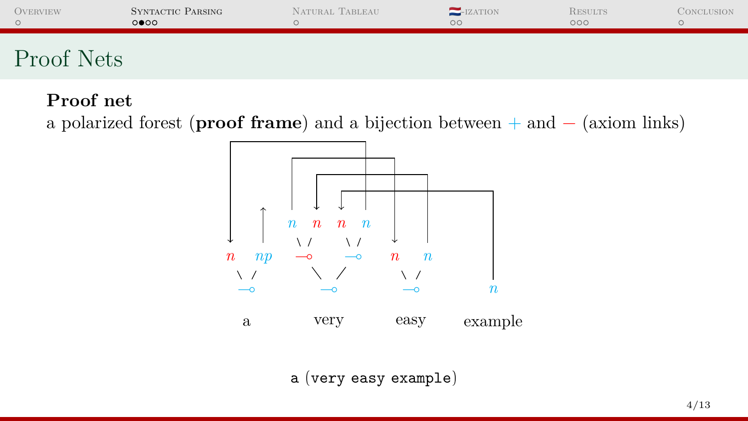# Proof Nets

**Proof net**

a polarized forest (**proof frame**) and a bijection between + and − (axiom links)

a (very easy example)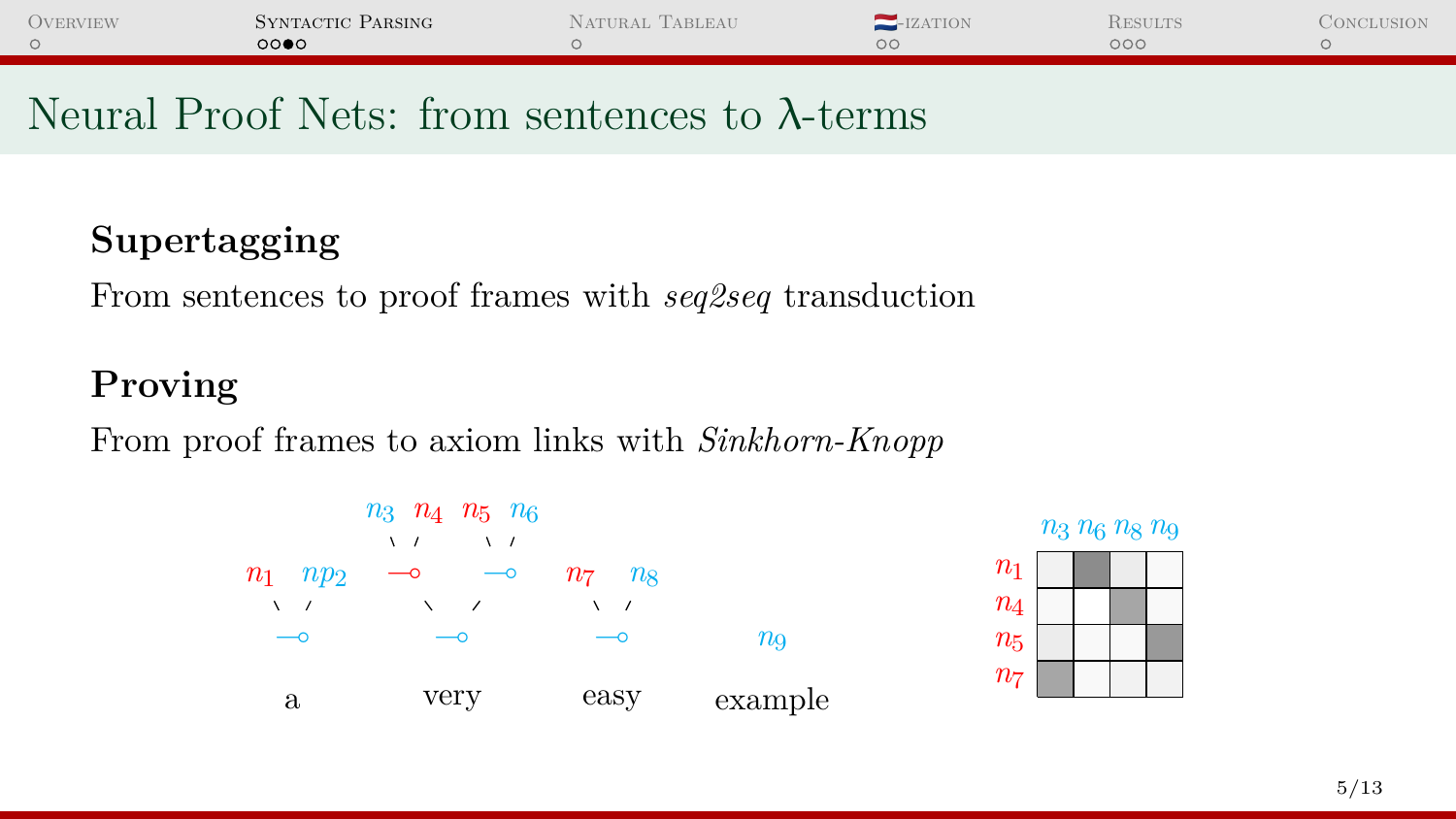# Neural Proof Nets: from sentences to λ-terms

**Supertagging**

From sentences to proof frames with *seq2seq* transduction

**Proving**

From proof frames to axiom links with *Sinkhorn-Knopp*

$n_3$ $n_4$ $n_5$ $n_6$

$n_1$ $np_2$ $n_7$ $n_8$

$n_9$

a very easy example

| | $n_3$ | $n_6$ | $n_8$ | $n_9$ |
|---|---|---|---|---|
| $n_1$ | | | | |
| $n_4$ | | | | |
| $n_5$ | | | | |
| $n_7$ | | | | |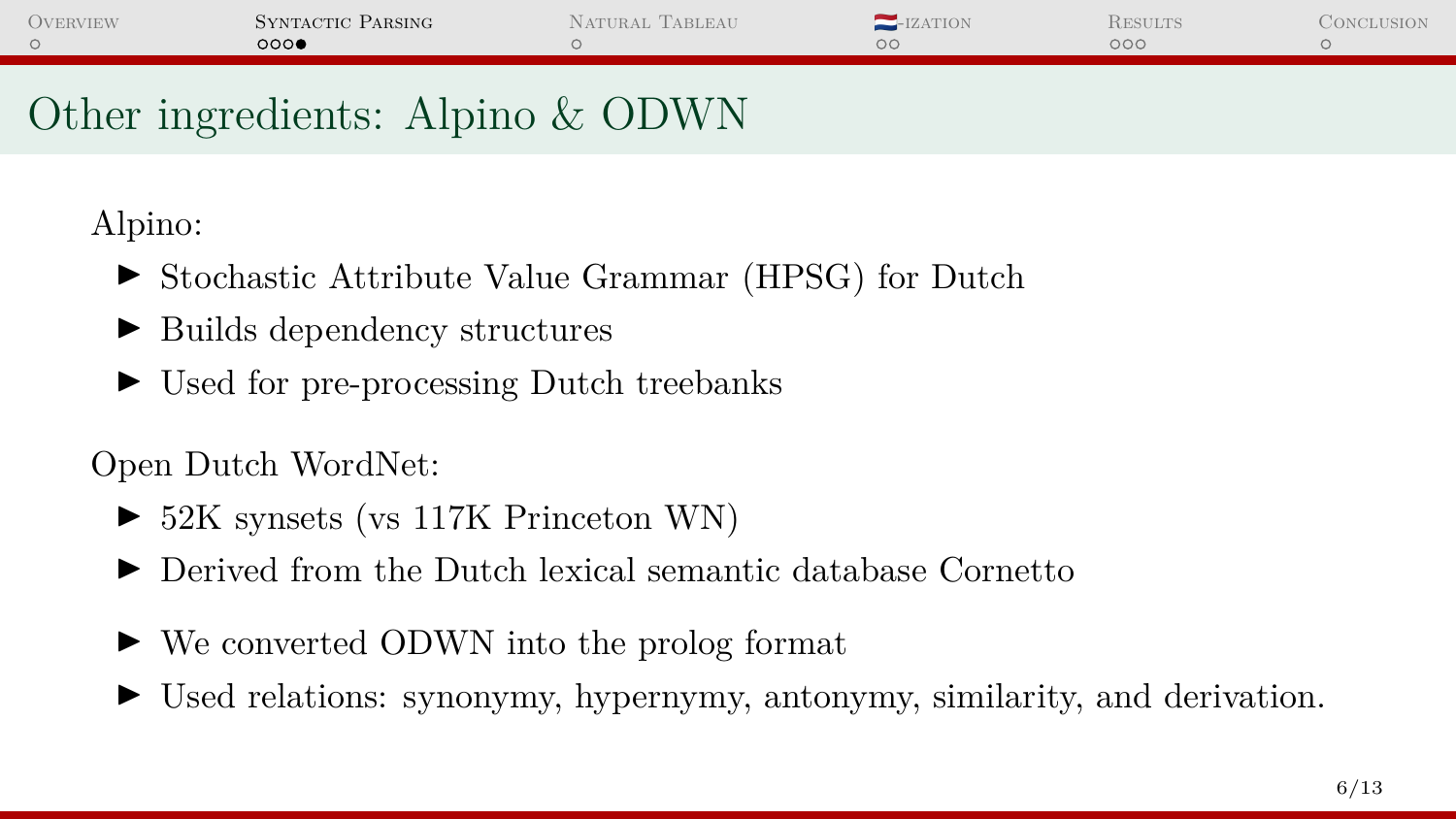## Other ingredients: Alpino & ODWN

Alpino:

- Stochastic Attribute Value Grammar (HPSG) for Dutch
- Builds dependency structures
- Used for pre-processing Dutch treebanks

Open Dutch WordNet:

- 52K synsets (vs 117K Princeton WN)
- Derived from the Dutch lexical semantic database Cornetto
- We converted ODWN into the prolog format
- Used relations: synonymy, hypernymy, antonymy, similarity, and derivation.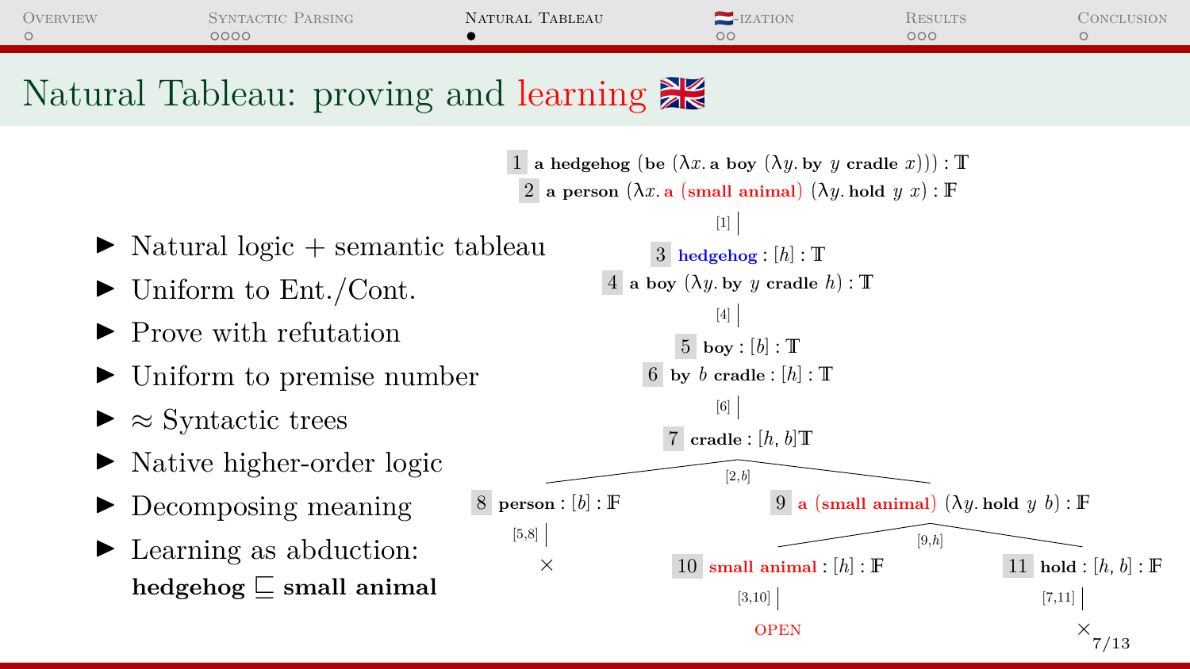# Natural Tableau: proving and learning 🇬🇧

- Natural logic + semantic tableau
- Uniform to Ent./Cont.
- Prove with refutation
- Uniform to premise number
- ≈ Syntactic trees
- Native higher-order logic
- Decomposing meaning
- Learning as abduction: **hedgehog** $\sqsubseteq$ **small animal**

1 **a hedgehog** (**be** ($\lambda x.$ **a boy** ($\lambda y.$ **by** $y$ **cradle** $x$))) : $\mathbb{T}$
2 **a person** ($\lambda x.$ **a** (**small animal**) ($\lambda y.$ **hold** $y$ $x$) : $\mathbb{F}$

[1]

3 **hedgehog** : $[h]$ : $\mathbb{T}$
4 **a boy** ($\lambda y.$ **by** $y$ **cradle** $h$) : $\mathbb{T}$

[4]

5 **boy** : $[b]$ : $\mathbb{T}$
6 **by** $b$ **cradle** : $[h]$ : $\mathbb{T}$

[6]

7 **cradle** : $[h, b]\mathbb{T}$

[2,$b$]

- Left branch: 8 **person** : $[b]$ : $\mathbb{F}$ — [5,8] — ×
- Right branch: 9 **a** (**small animal**) ($\lambda y.$ **hold** $y$ $b$) : $\mathbb{F}$ — [9,$h$]
  - 10 **small animal** : $[h]$ : $\mathbb{F}$ — [3,10] — OPEN
  - 11 **hold** : $[h, b]$ : $\mathbb{F}$ — [7,11] — ×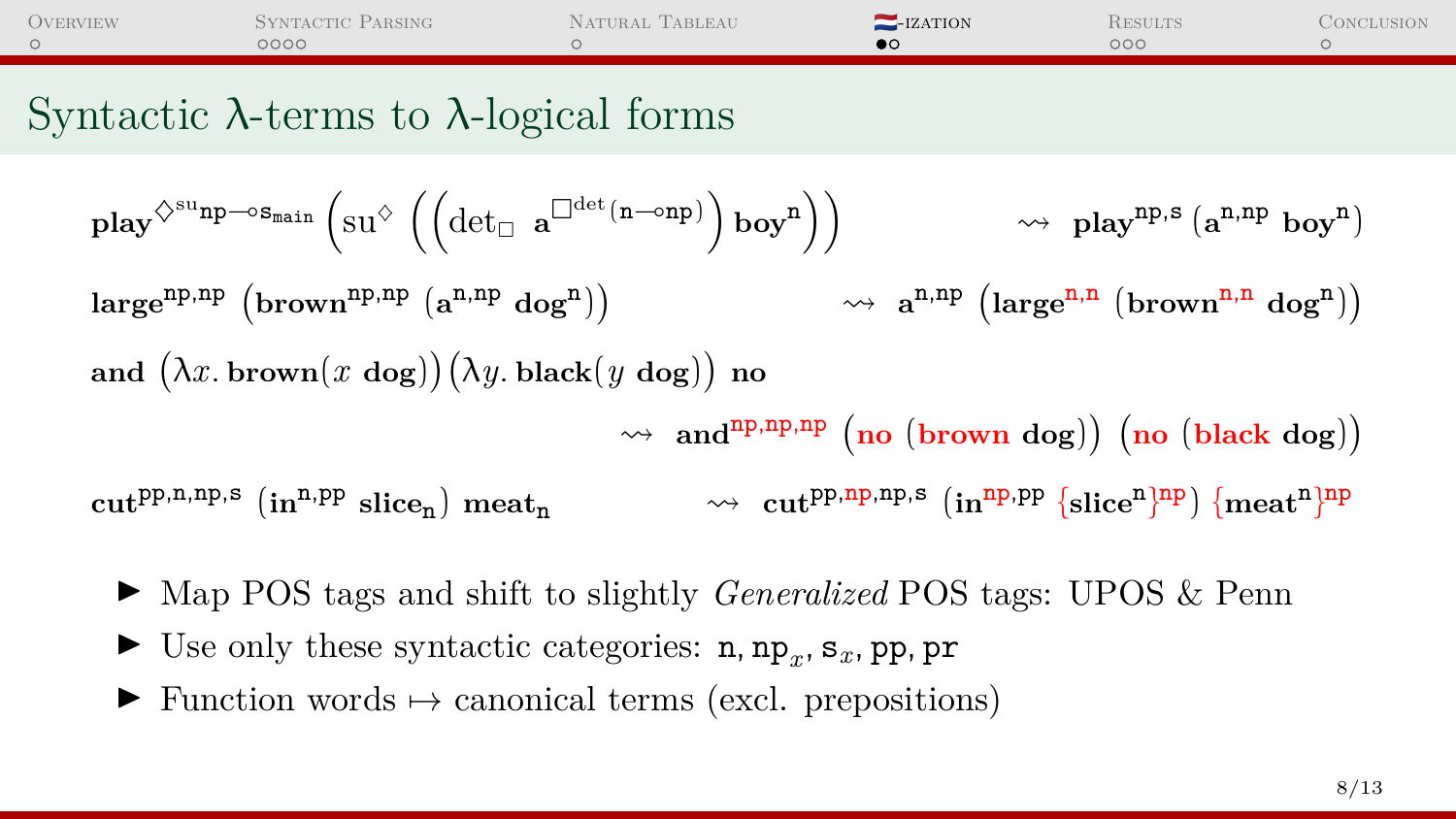## Syntactic λ-terms to λ-logical forms

$$\mathbf{play}^{\Diamond^{su}\mathtt{np} \multimap \mathtt{s_{main}}} \left(su^{\Diamond} \left(\left(\mathrm{det}_{\Box}\ \mathbf{a}^{\Box^{det}(\mathtt{n} \multimap \mathtt{np})}\right) \mathbf{boy}^{\mathtt{n}}\right)\right) \quad \rightsquigarrow \quad \mathbf{play}^{\mathtt{np,s}}\,(\mathbf{a}^{\mathtt{n,np}}\ \mathbf{boy}^{\mathtt{n}})$$

$$\mathbf{large}^{\mathtt{np,np}}\ \left(\mathbf{brown}^{\mathtt{np,np}}\ (\mathbf{a}^{\mathtt{n,np}}\ \mathbf{dog}^{\mathtt{n}})\right) \quad \rightsquigarrow \quad \mathbf{a}^{\mathtt{n,np}}\ \left(\mathbf{large}^{\mathtt{n,n}}\ (\mathbf{brown}^{\mathtt{n,n}}\ \mathbf{dog}^{\mathtt{n}})\right)$$

$$\mathbf{and}\ \left(\lambda x.\,\mathbf{brown}(x\ \mathbf{dog})\right)\left(\lambda y.\,\mathbf{black}(y\ \mathbf{dog})\right)\ \mathbf{no}$$

$$\rightsquigarrow \quad \mathbf{and}^{\mathtt{np,np,np}}\ \left(\mathbf{no}\ (\mathbf{brown}\ \mathbf{dog})\right)\ \left(\mathbf{no}\ (\mathbf{black}\ \mathbf{dog})\right)$$

$$\mathbf{cut}^{\mathtt{pp,n,np,s}}\ (\mathbf{in}^{\mathtt{n,pp}}\ \mathbf{slice_n})\ \mathbf{meat_n} \quad \rightsquigarrow \quad \mathbf{cut}^{\mathtt{pp,np,np,s}}\ (\mathbf{in}^{\mathtt{np,pp}}\ \{\mathbf{slice}^{\mathtt{n}}\}^{\mathtt{np}})\ \{\mathbf{meat}^{\mathtt{n}}\}^{\mathtt{np}}$$

- Map POS tags and shift to slightly *Generalized* POS tags: UPOS & Penn
- Use only these syntactic categories: $\mathtt{n}$, $\mathtt{np}_x$, $\mathtt{s}_x$, $\mathtt{pp}$, $\mathtt{pr}$
- Function words $\mapsto$ canonical terms (excl. prepositions)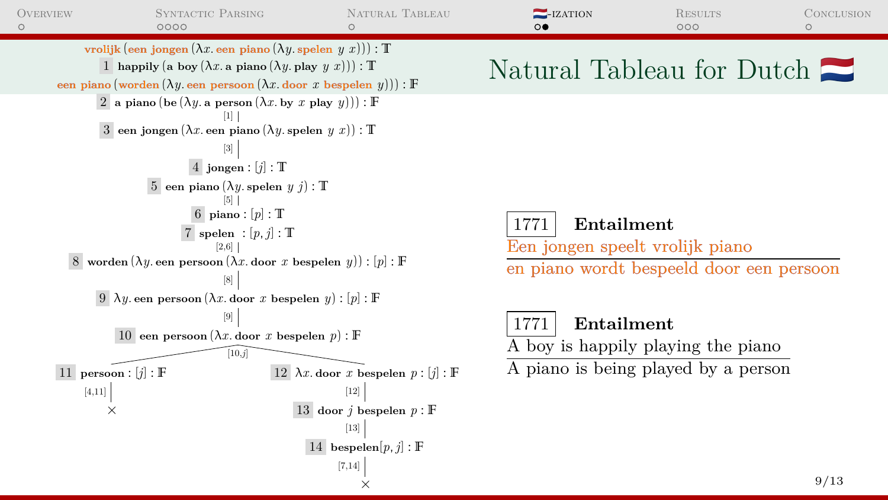# Natural Tableau for Dutch 🇳🇱

**vrolijk** (**een jongen** ($\lambda x.$ **een piano** ($\lambda y.$ **spelen** $y\ x$))) : $\mathbb{T}$

1 **happily** (**a boy** ($\lambda x.$ **a piano** ($\lambda y.$ **play** $y\ x$))) : $\mathbb{T}$

**een piano** (**worden** ($\lambda y.$ **een persoon** ($\lambda x.$ **door** $x$ **bespelen** $y$))) : $\mathbb{F}$

2 **a piano** (**be** ($\lambda y.$ **a person** ($\lambda x.$ **by** $x$ **play** $y$))) : $\mathbb{F}$

[1]

3 **een jongen** ($\lambda x.$ **een piano** ($\lambda y.$ **spelen** $y\ x$)) : $\mathbb{T}$

[3]

4 **jongen** : $[j]$ : $\mathbb{T}$

5 **een piano** ($\lambda y.$ **spelen** $y\ j$) : $\mathbb{T}$

[5]

6 **piano** : $[p]$ : $\mathbb{T}$

7 **spelen** : $[p, j]$ : $\mathbb{T}$

[2,6]

8 **worden** ($\lambda y.$ **een persoon** ($\lambda x.$ **door** $x$ **bespelen** $y$)) : $[p]$ : $\mathbb{F}$

[8]

9 $\lambda y.$ **een persoon** ($\lambda x.$ **door** $x$ **bespelen** $y$) : $[p]$ : $\mathbb{F}$

[9]

10 **een persoon** ($\lambda x.$ **door** $x$ **bespelen** $p$) : $\mathbb{F}$

[10,$j$]

- 11 **persoon** : $[j]$ : $\mathbb{F}$
  - [4,11]
  - ×
- 12 $\lambda x.$ **door** $x$ **bespelen** $p$ : $[j]$ : $\mathbb{F}$
  - [12]
  - 13 **door** $j$ **bespelen** $p$ : $\mathbb{F}$
  - [13]
  - 14 **bespelen**$[p, j]$ : $\mathbb{F}$
  - [7,14]
  - ×

**1771 Entailment**

Een jongen speelt vrolijk piano

---

en piano wordt bespeeld door een persoon

**1771 Entailment**

A boy is happily playing the piano

---

A piano is being played by a person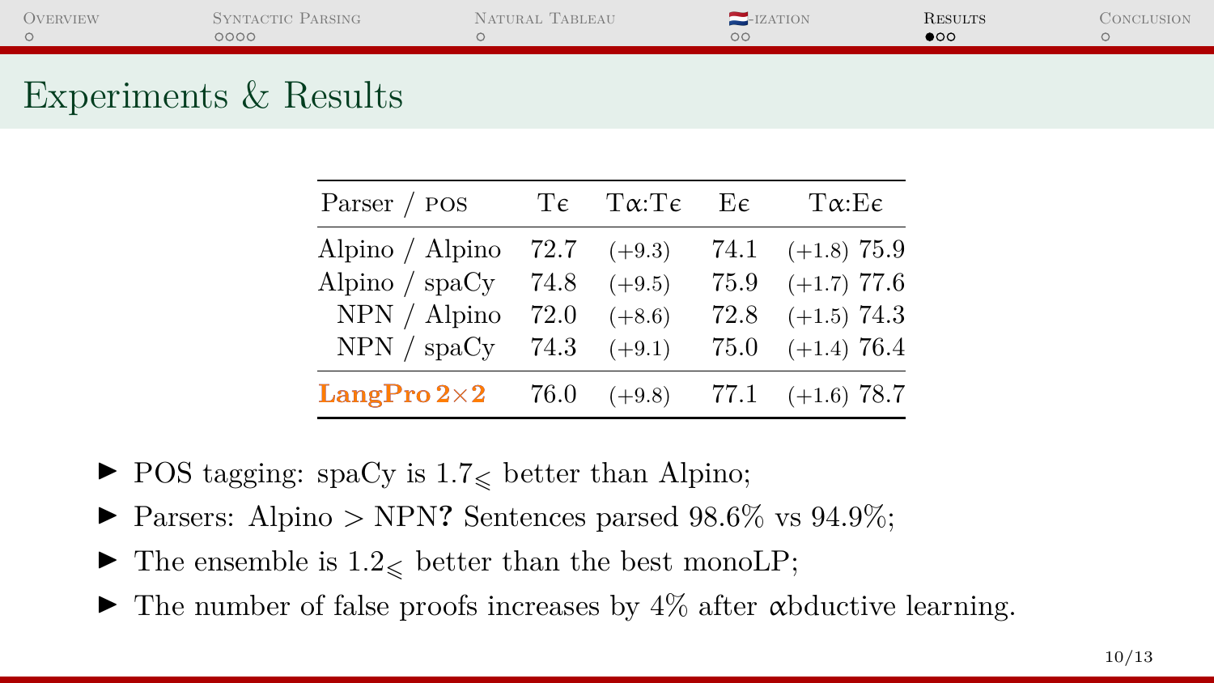## Experiments & Results

| Parser / POS | Tϵ | Tα:Tϵ | Eϵ | Tα:Eϵ |
|---|---|---|---|---|
| Alpino / Alpino | 72.7 | (+9.3) | 74.1 | (+1.8) 75.9 |
| Alpino / spaCy | 74.8 | (+9.5) | 75.9 | (+1.7) 77.6 |
| NPN / Alpino | 72.0 | (+8.6) | 72.8 | (+1.5) 74.3 |
| NPN / spaCy | 74.3 | (+9.1) | 75.0 | (+1.4) 76.4 |
| **LangPro 2×2** | 76.0 | (+9.8) | 77.1 | (+1.6) 78.7 |

- POS tagging: spaCy is $1.7_{\leqslant}$ better than Alpino;
- Parsers: Alpino > NPN**?** Sentences parsed 98.6% vs 94.9%;
- The ensemble is $1.2_{\leqslant}$ better than the best monoLP;
- The number of false proofs increases by 4% after αbductive learning.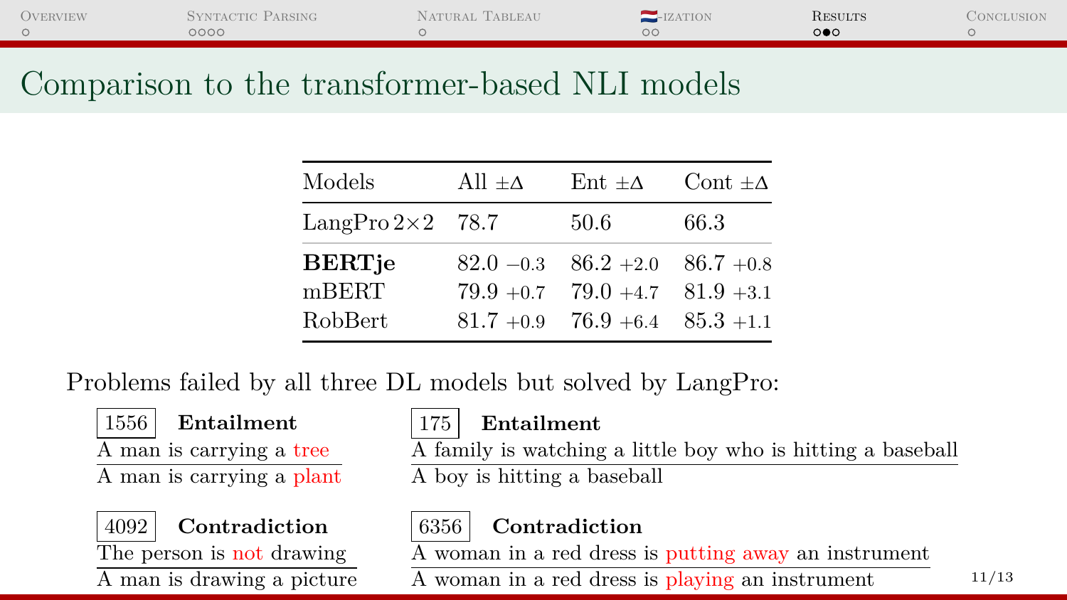# Comparison to the transformer-based NLI models

| Models | All $\pm\Delta$ | Ent $\pm\Delta$ | Cont $\pm\Delta$ |
|---|---|---|---|
| LangPro $2{\times}2$ | 78.7 | 50.6 | 66.3 |
| **BERTje** | 82.0 $-0.3$ | 86.2 $+2.0$ | 86.7 $+0.8$ |
| mBERT | 79.9 $+0.7$ | 79.0 $+4.7$ | 81.9 $+3.1$ |
| RobBert | 81.7 $+0.9$ | 76.9 $+6.4$ | 85.3 $+1.1$ |

Problems failed by all three DL models but solved by LangPro:

1556 **Entailment**

A man is carrying a tree

A man is carrying a plant

175 **Entailment**

A family is watching a little boy who is hitting a baseball

A boy is hitting a baseball

4092 **Contradiction**

The person is not drawing

A man is drawing a picture

6356 **Contradiction**

A woman in a red dress is putting away an instrument

A woman in a red dress is playing an instrument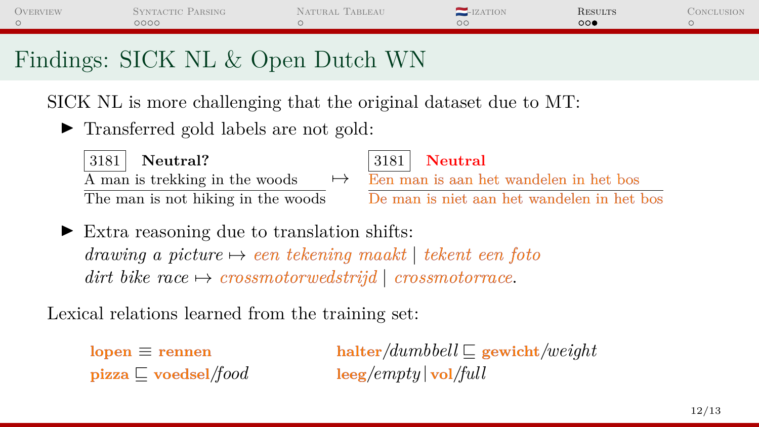# Findings: SICK NL & Open Dutch WN

SICK NL is more challenging that the original dataset due to MT:

- Transferred gold labels are not gold:

  | 3181 **Neutral?** | $\mapsto$ | 3181 **Neutral** |
  |---|---|---|
  | A man is trekking in the woods | | Een man is aan het wandelen in het bos |
  | The man is not hiking in the woods | | De man is niet aan het wandelen in het bos |

- Extra reasoning due to translation shifts:
  *drawing a picture* $\mapsto$ *een tekening maakt* | *tekent een foto*
  *dirt bike race* $\mapsto$ *crossmotorwedstrijd* | *crossmotorrace*.

Lexical relations learned from the training set:

**lopen** $\equiv$ **rennen**

**pizza** $\sqsubseteq$ **voedsel**/*food*

**halter**/*dumbbell* $\sqsubseteq$ **gewicht**/*weight*

**leeg**/*empty* | **vol**/*full*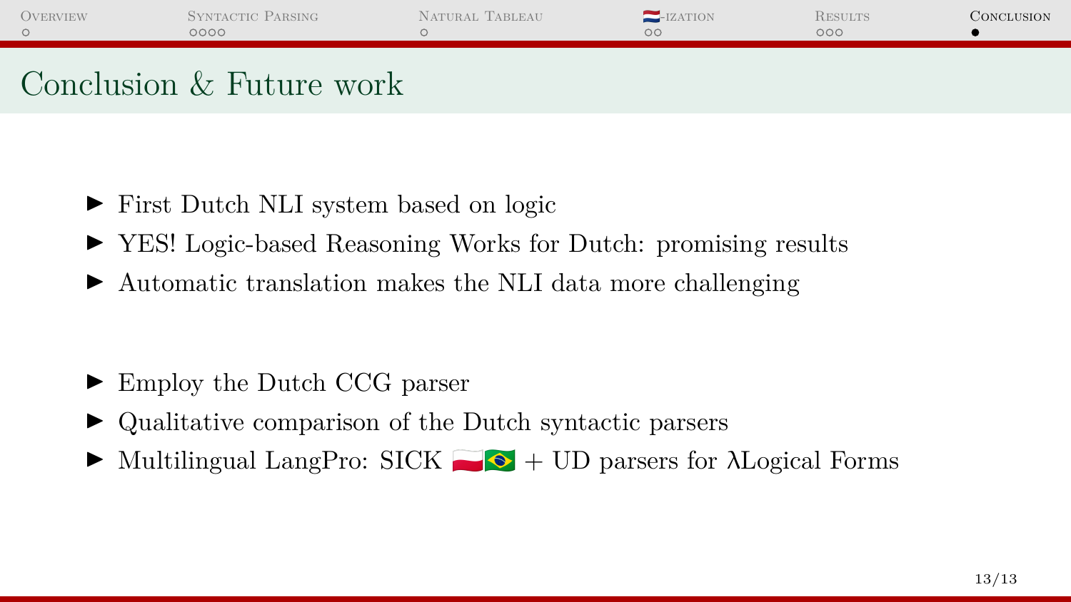## Conclusion & Future work

- First Dutch NLI system based on logic
- YES! Logic-based Reasoning Works for Dutch: promising results
- Automatic translation makes the NLI data more challenging

- Employ the Dutch CCG parser
- Qualitative comparison of the Dutch syntactic parsers
- Multilingual LangPro: SICK 🇵🇱🇧🇷 + UD parsers for λLogical Forms